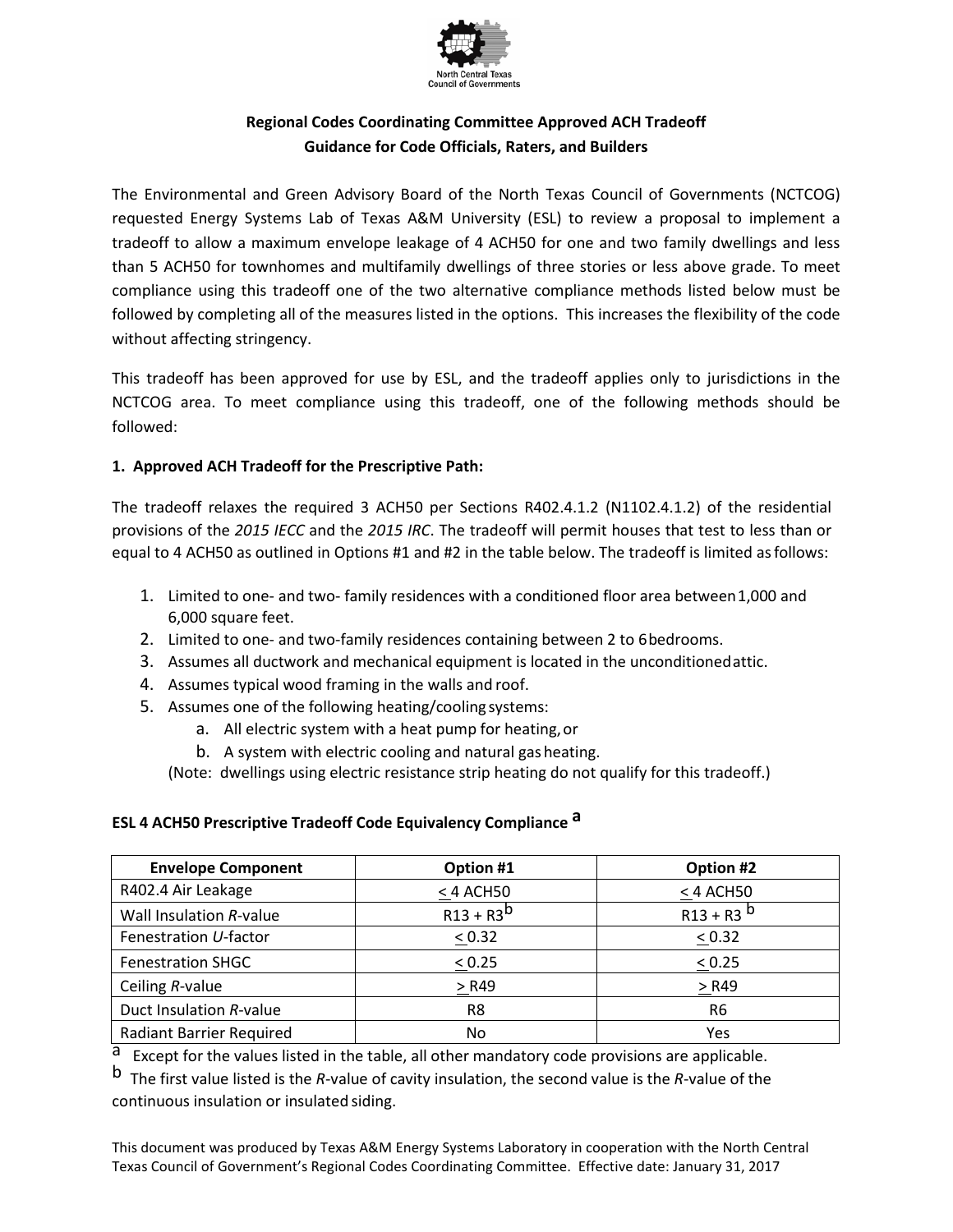North Central Texas Council of Governments

**Regional Codes Coordinating Committee Approved ACH Tradeoff**
**Guidance for Code Officials, Raters, and Builders**

The Environmental and Green Advisory Board of the North Texas Council of Governments (NCTCOG) requested Energy Systems Lab of Texas A&M University (ESL) to review a proposal to implement a tradeoff to allow a maximum envelope leakage of 4 ACH50 for one and two family dwellings and less than 5 ACH50 for townhomes and multifamily dwellings of three stories or less above grade. To meet compliance using this tradeoff one of the two alternative compliance methods listed below must be followed by completing all of the measures listed in the options. This increases the flexibility of the code without affecting stringency.

This tradeoff has been approved for use by ESL, and the tradeoff applies only to jurisdictions in the NCTCOG area. To meet compliance using this tradeoff, one of the following methods should be followed:

**1. Approved ACH Tradeoff for the Prescriptive Path:**

The tradeoff relaxes the required 3 ACH50 per Sections R402.4.1.2 (N1102.4.1.2) of the residential provisions of the *2015 IECC* and the *2015 IRC*. The tradeoff will permit houses that test to less than or equal to 4 ACH50 as outlined in Options #1 and #2 in the table below. The tradeoff is limited as follows:

1. Limited to one- and two- family residences with a conditioned floor area between 1,000 and 6,000 square feet.
2. Limited to one- and two-family residences containing between 2 to 6 bedrooms.
3. Assumes all ductwork and mechanical equipment is located in the unconditioned attic.
4. Assumes typical wood framing in the walls and roof.
5. Assumes one of the following heating/cooling systems:
   a. All electric system with a heat pump for heating, or
   b. A system with electric cooling and natural gas heating.

   (Note: dwellings using electric resistance strip heating do not qualify for this tradeoff.)

**ESL 4 ACH50 Prescriptive Tradeoff Code Equivalency Compliance [a]**

| Envelope Component | Option #1 | Option #2 |
|---|---|---|
| R402.4 Air Leakage | ≤ 4 ACH50 | ≤ 4 ACH50 |
| Wall Insulation *R*-value | R13 + R3 [b] | R13 + R3 [b] |
| Fenestration *U*-factor | ≤ 0.32 | ≤ 0.32 |
| Fenestration SHGC | ≤ 0.25 | ≤ 0.25 |
| Ceiling *R*-value | ≥ R49 | ≥ R49 |
| Duct Insulation *R*-value | R8 | R6 |
| Radiant Barrier Required | No | Yes |

[a] Except for the values listed in the table, all other mandatory code provisions are applicable.

[b] The first value listed is the *R*-value of cavity insulation, the second value is the *R*-value of the continuous insulation or insulated siding.

This document was produced by Texas A&M Energy Systems Laboratory in cooperation with the North Central Texas Council of Government's Regional Codes Coordinating Committee. Effective date: January 31, 2017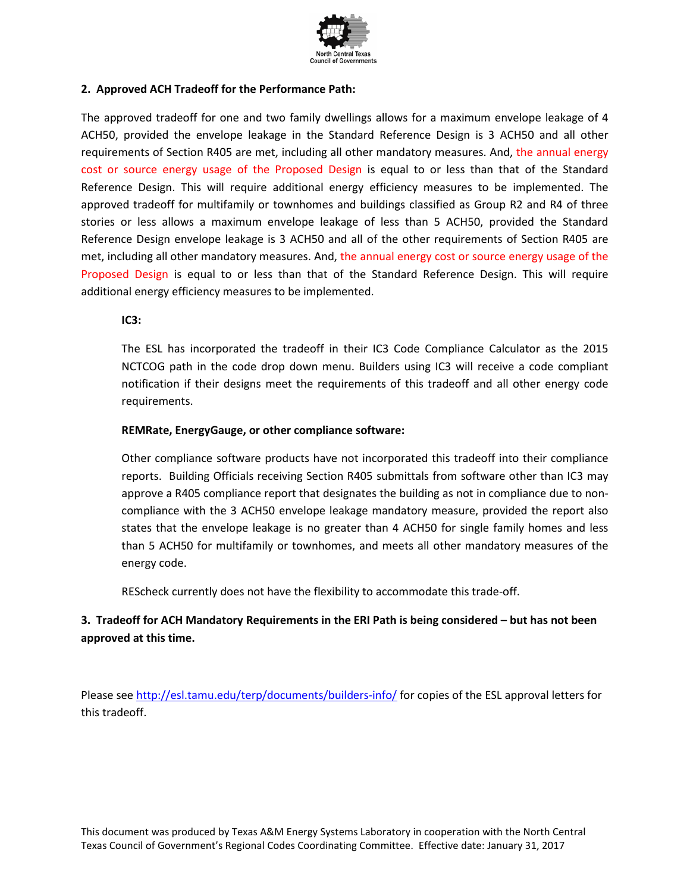**2. Approved ACH Tradeoff for the Performance Path:**

The approved tradeoff for one and two family dwellings allows for a maximum envelope leakage of 4 ACH50, provided the envelope leakage in the Standard Reference Design is 3 ACH50 and all other requirements of Section R405 are met, including all other mandatory measures. And, the annual energy cost or source energy usage of the Proposed Design is equal to or less than that of the Standard Reference Design. This will require additional energy efficiency measures to be implemented. The approved tradeoff for multifamily or townhomes and buildings classified as Group R2 and R4 of three stories or less allows a maximum envelope leakage of less than 5 ACH50, provided the Standard Reference Design envelope leakage is 3 ACH50 and all of the other requirements of Section R405 are met, including all other mandatory measures. And, the annual energy cost or source energy usage of the Proposed Design is equal to or less than that of the Standard Reference Design. This will require additional energy efficiency measures to be implemented.

**IC3:**

The ESL has incorporated the tradeoff in their IC3 Code Compliance Calculator as the 2015 NCTCOG path in the code drop down menu. Builders using IC3 will receive a code compliant notification if their designs meet the requirements of this tradeoff and all other energy code requirements.

**REMRate, EnergyGauge, or other compliance software:**

Other compliance software products have not incorporated this tradeoff into their compliance reports. Building Officials receiving Section R405 submittals from software other than IC3 may approve a R405 compliance report that designates the building as not in compliance due to non-compliance with the 3 ACH50 envelope leakage mandatory measure, provided the report also states that the envelope leakage is no greater than 4 ACH50 for single family homes and less than 5 ACH50 for multifamily or townhomes, and meets all other mandatory measures of the energy code.

REScheck currently does not have the flexibility to accommodate this trade-off.

**3. Tradeoff for ACH Mandatory Requirements in the ERI Path is being considered – but has not been approved at this time.**

Please see http://esl.tamu.edu/terp/documents/builders-info/ for copies of the ESL approval letters for this tradeoff.

This document was produced by Texas A&M Energy Systems Laboratory in cooperation with the North Central Texas Council of Government's Regional Codes Coordinating Committee. Effective date: January 31, 2017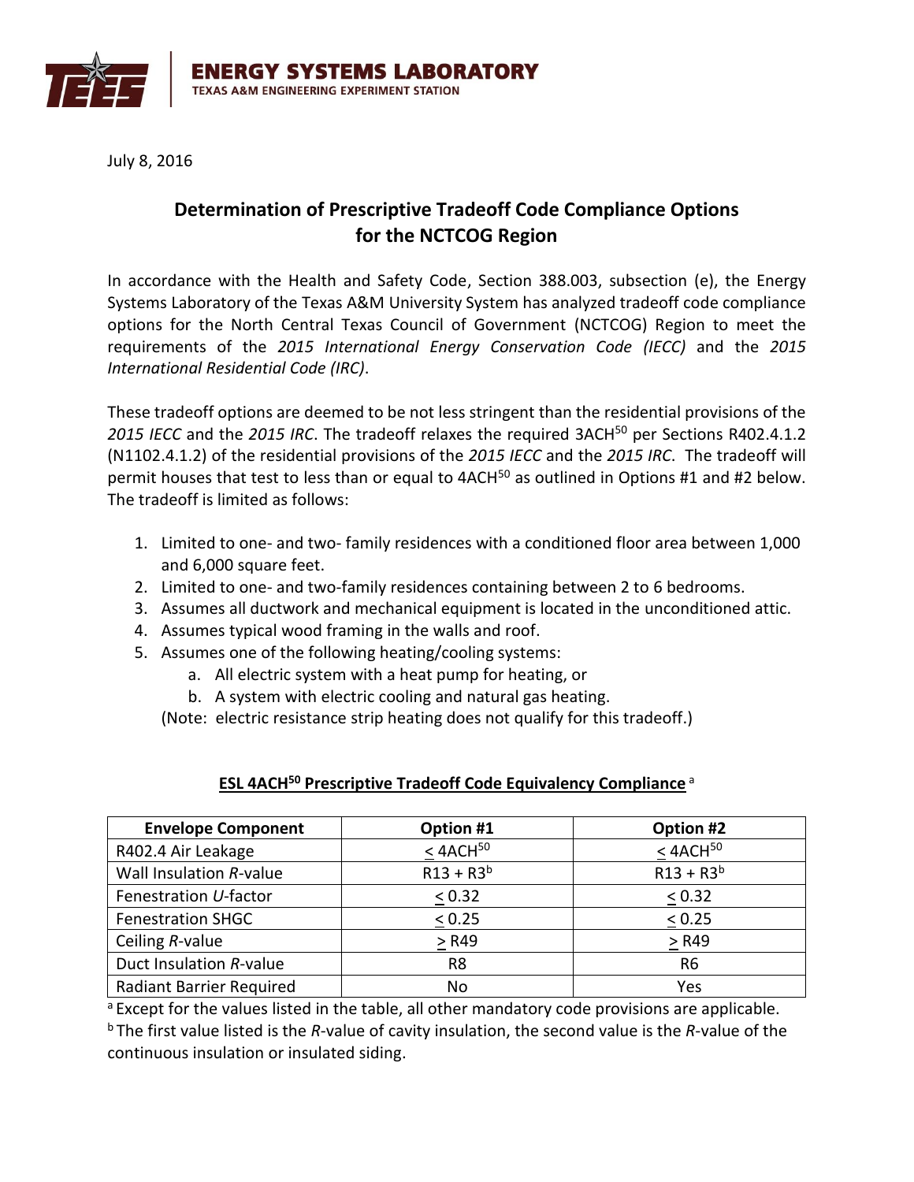**ENERGY SYSTEMS LABORATORY**
**TEXAS A&M ENGINEERING EXPERIMENT STATION**

July 8, 2016

# Determination of Prescriptive Tradeoff Code Compliance Options for the NCTCOG Region

In accordance with the Health and Safety Code, Section 388.003, subsection (e), the Energy Systems Laboratory of the Texas A&M University System has analyzed tradeoff code compliance options for the North Central Texas Council of Government (NCTCOG) Region to meet the requirements of the *2015 International Energy Conservation Code (IECC)* and the *2015 International Residential Code (IRC)*.

These tradeoff options are deemed to be not less stringent than the residential provisions of the *2015 IECC* and the *2015 IRC*. The tradeoff relaxes the required $3ACH^{50}$ per Sections R402.4.1.2 (N1102.4.1.2) of the residential provisions of the *2015 IECC* and the *2015 IRC*. The tradeoff will permit houses that test to less than or equal to $4ACH^{50}$ as outlined in Options #1 and #2 below. The tradeoff is limited as follows:

1. Limited to one- and two- family residences with a conditioned floor area between 1,000 and 6,000 square feet.
2. Limited to one- and two-family residences containing between 2 to 6 bedrooms.
3. Assumes all ductwork and mechanical equipment is located in the unconditioned attic.
4. Assumes typical wood framing in the walls and roof.
5. Assumes one of the following heating/cooling systems:
    a. All electric system with a heat pump for heating, or
    b. A system with electric cooling and natural gas heating.

    (Note: electric resistance strip heating does not qualify for this tradeoff.)

**ESL $4ACH^{50}$ Prescriptive Tradeoff Code Equivalency Compliance** [a]

| Envelope Component | Option #1 | Option #2 |
|---|---|---|
| R402.4 Air Leakage | $\leq 4ACH^{50}$ | $\leq 4ACH^{50}$ |
| Wall Insulation *R*-value | R13 + R3[b] | R13 + R3[b] |
| Fenestration *U*-factor | $\leq 0.32$ | $\leq 0.32$ |
| Fenestration SHGC | $\leq 0.25$ | $\leq 0.25$ |
| Ceiling *R*-value | $\geq$ R49 | $\geq$ R49 |
| Duct Insulation *R*-value | R8 | R6 |
| Radiant Barrier Required | No | Yes |

[a] Except for the values listed in the table, all other mandatory code provisions are applicable.
[b] The first value listed is the *R*-value of cavity insulation, the second value is the *R*-value of the continuous insulation or insulated siding.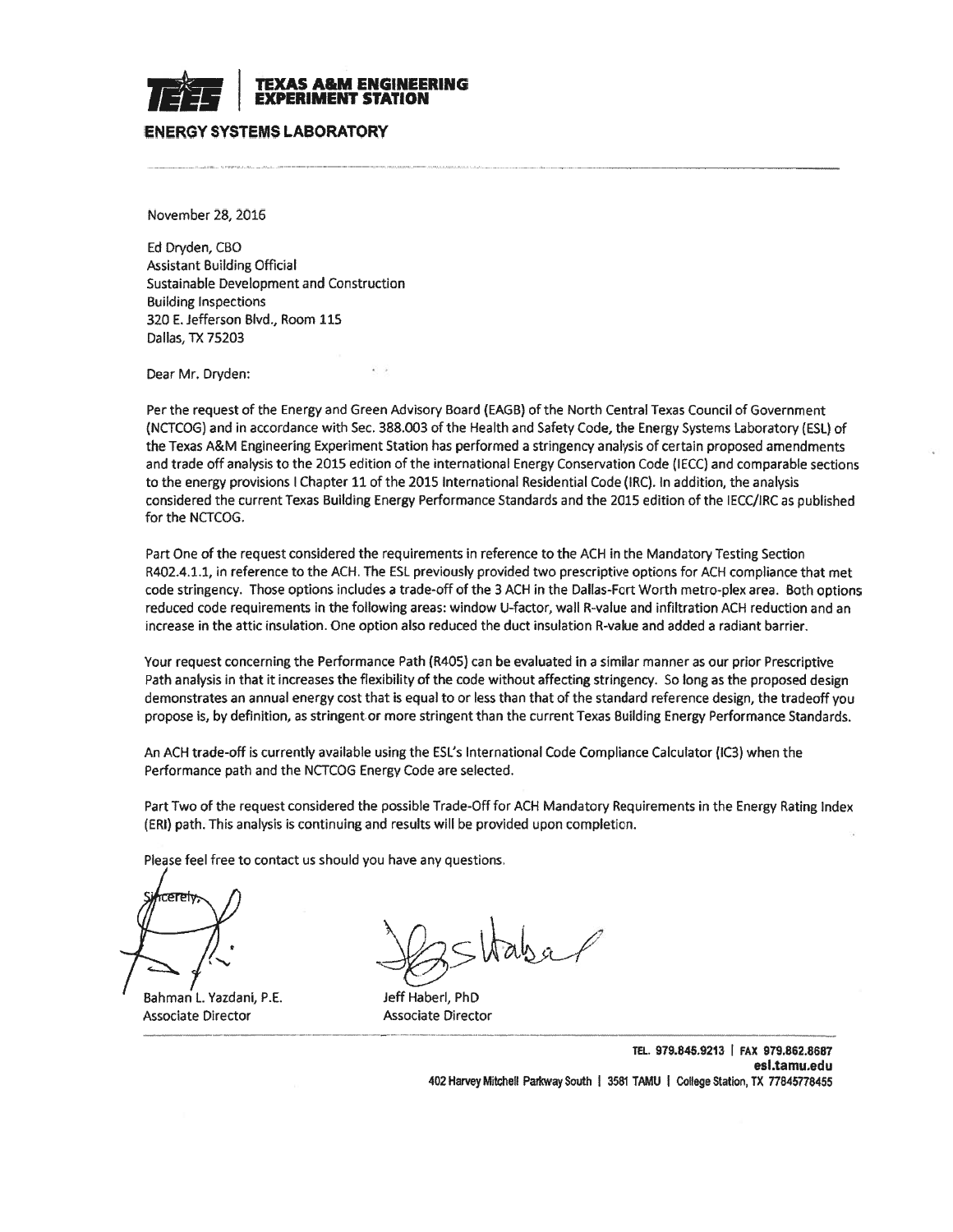**TEXAS A&M ENGINEERING EXPERIMENT STATION**

**ENERGY SYSTEMS LABORATORY**

November 28, 2016

Ed Dryden, CBO
Assistant Building Official
Sustainable Development and Construction
Building Inspections
320 E. Jefferson Blvd., Room 115
Dallas, TX 75203

Dear Mr. Dryden:

Per the request of the Energy and Green Advisory Board (EAGB) of the North Central Texas Council of Government (NCTCOG) and in accordance with Sec. 388.003 of the Health and Safety Code, the Energy Systems Laboratory (ESL) of the Texas A&M Engineering Experiment Station has performed a stringency analysis of certain proposed amendments and trade off analysis to the 2015 edition of the international Energy Conservation Code (IECC) and comparable sections to the energy provisions I Chapter 11 of the 2015 International Residential Code (IRC). In addition, the analysis considered the current Texas Building Energy Performance Standards and the 2015 edition of the IECC/IRC as published for the NCTCOG.

Part One of the request considered the requirements in reference to the ACH in the Mandatory Testing Section R402.4.1.1, in reference to the ACH. The ESL previously provided two prescriptive options for ACH compliance that met code stringency. Those options includes a trade-off of the 3 ACH in the Dallas-Fort Worth metro-plex area. Both options reduced code requirements in the following areas: window U-factor, wall R-value and infiltration ACH reduction and an increase in the attic insulation. One option also reduced the duct insulation R-value and added a radiant barrier.

Your request concerning the Performance Path (R405) can be evaluated in a similar manner as our prior Prescriptive Path analysis in that it increases the flexibility of the code without affecting stringency. So long as the proposed design demonstrates an annual energy cost that is equal to or less than that of the standard reference design, the tradeoff you propose is, by definition, as stringent or more stringent than the current Texas Building Energy Performance Standards.

An ACH trade-off is currently available using the ESL's International Code Compliance Calculator (IC3) when the Performance path and the NCTCOG Energy Code are selected.

Part Two of the request considered the possible Trade-Off for ACH Mandatory Requirements in the Energy Rating Index (ERI) path. This analysis is continuing and results will be provided upon completion.

Please feel free to contact us should you have any questions.

Sincerely,

Bahman L. Yazdani, P.E.
Associate Director

Jeff Haberl, PhD
Associate Director

TEL. 979.845.9213 | FAX 979.862.8687
esl.tamu.edu
402 Harvey Mitchell Parkway South | 3581 TAMU | College Station, TX 77845778455